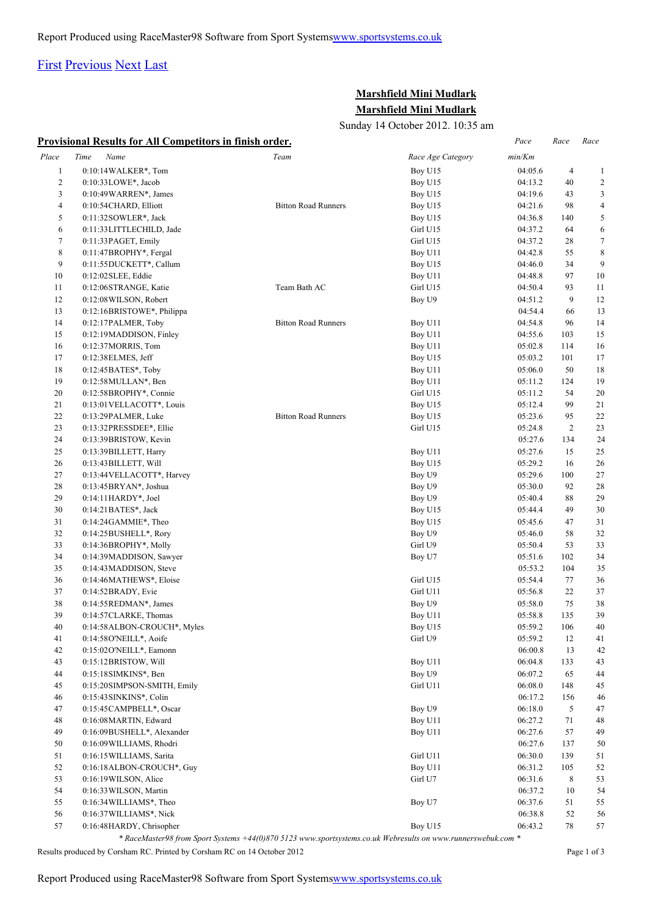Report Produced using RaceMaster98 Software from Sport Systems[www.sportsystems.co.uk](http://www.sportsystems.co.uk)

[First](#) [Previous](#) [Next](#) [Last](#)

## Marshfield Mini Mudlark

## Marshfield Mini Mudlark

Sunday 14 October 2012. 10:35 am

### Provisional Results for All Competitors in finish order.

| Place | Time | Name | Team | Race Age Category | Pace min/Km | Race | Race |
|---|---|---|---|---|---|---|---|
| 1 | 0:10:14 | WALKER*, Tom | | Boy U15 | 04:05.6 | 4 | 1 |
| 2 | 0:10:33 | LOWE*, Jacob | | Boy U15 | 04:13.2 | 40 | 2 |
| 3 | 0:10:49 | WARREN*, James | | Boy U15 | 04:19.6 | 43 | 3 |
| 4 | 0:10:54 | CHARD, Elliott | Bitton Road Runners | Boy U15 | 04:21.6 | 98 | 4 |
| 5 | 0:11:32 | SOWLER*, Jack | | Boy U15 | 04:36.8 | 140 | 5 |
| 6 | 0:11:33 | LITTLECHILD, Jade | | Girl U15 | 04:37.2 | 64 | 6 |
| 7 | 0:11:33 | PAGET, Emily | | Girl U15 | 04:37.2 | 28 | 7 |
| 8 | 0:11:47 | BROPHY*, Fergal | | Boy U11 | 04:42.8 | 55 | 8 |
| 9 | 0:11:55 | DUCKETT*, Callum | | Boy U15 | 04:46.0 | 34 | 9 |
| 10 | 0:12:02 | SLEE, Eddie | | Boy U11 | 04:48.8 | 97 | 10 |
| 11 | 0:12:06 | STRANGE, Katie | Team Bath AC | Girl U15 | 04:50.4 | 93 | 11 |
| 12 | 0:12:08 | WILSON, Robert | | Boy U9 | 04:51.2 | 9 | 12 |
| 13 | 0:12:16 | BRISTOWE*, Philippa | | | 04:54.4 | 66 | 13 |
| 14 | 0:12:17 | PALMER, Toby | Bitton Road Runners | Boy U11 | 04:54.8 | 96 | 14 |
| 15 | 0:12:19 | MADDISON, Finley | | Boy U11 | 04:55.6 | 103 | 15 |
| 16 | 0:12:37 | MORRIS, Tom | | Boy U11 | 05:02.8 | 114 | 16 |
| 17 | 0:12:38 | ELMES, Jeff | | Boy U15 | 05:03.2 | 101 | 17 |
| 18 | 0:12:45 | BATES*, Toby | | Boy U11 | 05:06.0 | 50 | 18 |
| 19 | 0:12:58 | MULLAN*, Ben | | Boy U11 | 05:11.2 | 124 | 19 |
| 20 | 0:12:58 | BROPHY*, Connie | | Girl U15 | 05:11.2 | 54 | 20 |
| 21 | 0:13:01 | VELLACOTT*, Louis | | Boy U15 | 05:12.4 | 99 | 21 |
| 22 | 0:13:29 | PALMER, Luke | Bitton Road Runners | Boy U15 | 05:23.6 | 95 | 22 |
| 23 | 0:13:32 | PRESSDEE*, Ellie | | Girl U15 | 05:24.8 | 2 | 23 |
| 24 | 0:13:39 | BRISTOW, Kevin | | | 05:27.6 | 134 | 24 |
| 25 | 0:13:39 | BILLETT, Harry | | Boy U11 | 05:27.6 | 15 | 25 |
| 26 | 0:13:43 | BILLETT, Will | | Boy U15 | 05:29.2 | 16 | 26 |
| 27 | 0:13:44 | VELLACOTT*, Harvey | | Boy U9 | 05:29.6 | 100 | 27 |
| 28 | 0:13:45 | BRYAN*, Joshua | | Boy U9 | 05:30.0 | 92 | 28 |
| 29 | 0:14:11 | HARDY*, Joel | | Boy U9 | 05:40.4 | 88 | 29 |
| 30 | 0:14:21 | BATES*, Jack | | Boy U15 | 05:44.4 | 49 | 30 |
| 31 | 0:14:24 | GAMMIE*, Theo | | Boy U15 | 05:45.6 | 47 | 31 |
| 32 | 0:14:25 | BUSHELL*, Rory | | Boy U9 | 05:46.0 | 58 | 32 |
| 33 | 0:14:36 | BROPHY*, Molly | | Girl U9 | 05:50.4 | 53 | 33 |
| 34 | 0:14:39 | MADDISON, Sawyer | | Boy U7 | 05:51.6 | 102 | 34 |
| 35 | 0:14:43 | MADDISON, Steve | | | 05:53.2 | 104 | 35 |
| 36 | 0:14:46 | MATHEWS*, Eloise | | Girl U15 | 05:54.4 | 77 | 36 |
| 37 | 0:14:52 | BRADY, Evie | | Girl U11 | 05:56.8 | 22 | 37 |
| 38 | 0:14:55 | REDMAN*, James | | Boy U9 | 05:58.0 | 75 | 38 |
| 39 | 0:14:57 | CLARKE, Thomas | | Boy U11 | 05:58.8 | 135 | 39 |
| 40 | 0:14:58 | ALBON-CROUCH*, Myles | | Boy U15 | 05:59.2 | 106 | 40 |
| 41 | 0:14:58 | O'NEILL*, Aoife | | Girl U9 | 05:59.2 | 12 | 41 |
| 42 | 0:15:02 | O'NEILL*, Eamonn | | | 06:00.8 | 13 | 42 |
| 43 | 0:15:12 | BRISTOW, Will | | Boy U11 | 06:04.8 | 133 | 43 |
| 44 | 0:15:18 | SIMKINS*, Ben | | Boy U9 | 06:07.2 | 65 | 44 |
| 45 | 0:15:20 | SIMPSON-SMITH, Emily | | Girl U11 | 06:08.0 | 148 | 45 |
| 46 | 0:15:43 | SINKINS*, Colin | | | 06:17.2 | 156 | 46 |
| 47 | 0:15:45 | CAMPBELL*, Oscar | | Boy U9 | 06:18.0 | 5 | 47 |
| 48 | 0:16:08 | MARTIN, Edward | | Boy U11 | 06:27.2 | 71 | 48 |
| 49 | 0:16:09 | BUSHELL*, Alexander | | Boy U11 | 06:27.6 | 57 | 49 |
| 50 | 0:16:09 | WILLIAMS, Rhodri | | | 06:27.6 | 137 | 50 |
| 51 | 0:16:15 | WILLIAMS, Sarita | | Girl U11 | 06:30.0 | 139 | 51 |
| 52 | 0:16:18 | ALBON-CROUCH*, Guy | | Boy U11 | 06:31.2 | 105 | 52 |
| 53 | 0:16:19 | WILSON, Alice | | Girl U7 | 06:31.6 | 8 | 53 |
| 54 | 0:16:33 | WILSON, Martin | | | 06:37.2 | 10 | 54 |
| 55 | 0:16:34 | WILLIAMS*, Theo | | Boy U7 | 06:37.6 | 51 | 55 |
| 56 | 0:16:37 | WILLIAMS*, Nick | | | 06:38.8 | 52 | 56 |
| 57 | 0:16:48 | HARDY, Chrisopher | | Boy U15 | 06:43.2 | 78 | 57 |

* RaceMaster98 from Sport Systems +44(0)870 5123 www.sportsystems.co.uk Webresults on www.runnerswebuk.com *

Results produced by Corsham RC. Printed by Corsham RC on 14 October 2012

Report Produced using RaceMaster98 Software from Sport Systems[www.sportsystems.co.uk](http://www.sportsystems.co.uk)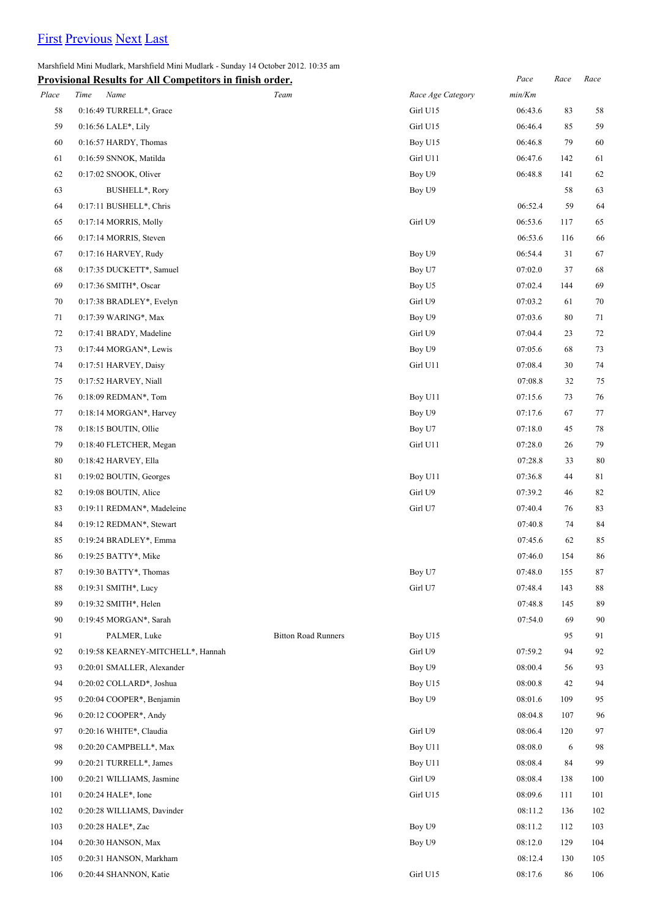[First](#) [Previous](#) [Next](#) [Last](#)

Marshfield Mini Mudlark, Marshfield Mini Mudlark - Sunday 14 October 2012. 10:35 am

**Provisional Results for All Competitors in finish order.**

| Place | Time | Name | Team | Race Age Category | Pace min/Km | Race | Race |
|---|---|---|---|---|---|---|---|
| 58 | 0:16:49 | TURRELL*, Grace | | Girl U15 | 06:43.6 | 83 | 58 |
| 59 | 0:16:56 | LALE*, Lily | | Girl U15 | 06:46.4 | 85 | 59 |
| 60 | 0:16:57 | HARDY, Thomas | | Boy U15 | 06:46.8 | 79 | 60 |
| 61 | 0:16:59 | SNNOK, Matilda | | Girl U11 | 06:47.6 | 142 | 61 |
| 62 | 0:17:02 | SNOOK, Oliver | | Boy U9 | 06:48.8 | 141 | 62 |
| 63 | | BUSHELL*, Rory | | Boy U9 | | 58 | 63 |
| 64 | 0:17:11 | BUSHELL*, Chris | | | 06:52.4 | 59 | 64 |
| 65 | 0:17:14 | MORRIS, Molly | | Girl U9 | 06:53.6 | 117 | 65 |
| 66 | 0:17:14 | MORRIS, Steven | | | 06:53.6 | 116 | 66 |
| 67 | 0:17:16 | HARVEY, Rudy | | Boy U9 | 06:54.4 | 31 | 67 |
| 68 | 0:17:35 | DUCKETT*, Samuel | | Boy U7 | 07:02.0 | 37 | 68 |
| 69 | 0:17:36 | SMITH*, Oscar | | Boy U5 | 07:02.4 | 144 | 69 |
| 70 | 0:17:38 | BRADLEY*, Evelyn | | Girl U9 | 07:03.2 | 61 | 70 |
| 71 | 0:17:39 | WARING*, Max | | Boy U9 | 07:03.6 | 80 | 71 |
| 72 | 0:17:41 | BRADY, Madeline | | Girl U9 | 07:04.4 | 23 | 72 |
| 73 | 0:17:44 | MORGAN*, Lewis | | Boy U9 | 07:05.6 | 68 | 73 |
| 74 | 0:17:51 | HARVEY, Daisy | | Girl U11 | 07:08.4 | 30 | 74 |
| 75 | 0:17:52 | HARVEY, Niall | | | 07:08.8 | 32 | 75 |
| 76 | 0:18:09 | REDMAN*, Tom | | Boy U11 | 07:15.6 | 73 | 76 |
| 77 | 0:18:14 | MORGAN*, Harvey | | Boy U9 | 07:17.6 | 67 | 77 |
| 78 | 0:18:15 | BOUTIN, Ollie | | Boy U7 | 07:18.0 | 45 | 78 |
| 79 | 0:18:40 | FLETCHER, Megan | | Girl U11 | 07:28.0 | 26 | 79 |
| 80 | 0:18:42 | HARVEY, Ella | | | 07:28.8 | 33 | 80 |
| 81 | 0:19:02 | BOUTIN, Georges | | Boy U11 | 07:36.8 | 44 | 81 |
| 82 | 0:19:08 | BOUTIN, Alice | | Girl U9 | 07:39.2 | 46 | 82 |
| 83 | 0:19:11 | REDMAN*, Madeleine | | Girl U7 | 07:40.4 | 76 | 83 |
| 84 | 0:19:12 | REDMAN*, Stewart | | | 07:40.8 | 74 | 84 |
| 85 | 0:19:24 | BRADLEY*, Emma | | | 07:45.6 | 62 | 85 |
| 86 | 0:19:25 | BATTY*, Mike | | | 07:46.0 | 154 | 86 |
| 87 | 0:19:30 | BATTY*, Thomas | | Boy U7 | 07:48.0 | 155 | 87 |
| 88 | 0:19:31 | SMITH*, Lucy | | Girl U7 | 07:48.4 | 143 | 88 |
| 89 | 0:19:32 | SMITH*, Helen | | | 07:48.8 | 145 | 89 |
| 90 | 0:19:45 | MORGAN*, Sarah | | | 07:54.0 | 69 | 90 |
| 91 | | PALMER, Luke | Bitton Road Runners | Boy U15 | | 95 | 91 |
| 92 | 0:19:58 | KEARNEY-MITCHELL*, Hannah | | Girl U9 | 07:59.2 | 94 | 92 |
| 93 | 0:20:01 | SMALLER, Alexander | | Boy U9 | 08:00.4 | 56 | 93 |
| 94 | 0:20:02 | COLLARD*, Joshua | | Boy U15 | 08:00.8 | 42 | 94 |
| 95 | 0:20:04 | COOPER*, Benjamin | | Boy U9 | 08:01.6 | 109 | 95 |
| 96 | 0:20:12 | COOPER*, Andy | | | 08:04.8 | 107 | 96 |
| 97 | 0:20:16 | WHITE*, Claudia | | Girl U9 | 08:06.4 | 120 | 97 |
| 98 | 0:20:20 | CAMPBELL*, Max | | Boy U11 | 08:08.0 | 6 | 98 |
| 99 | 0:20:21 | TURRELL*, James | | Boy U11 | 08:08.4 | 84 | 99 |
| 100 | 0:20:21 | WILLIAMS, Jasmine | | Girl U9 | 08:08.4 | 138 | 100 |
| 101 | 0:20:24 | HALE*, Ione | | Girl U15 | 08:09.6 | 111 | 101 |
| 102 | 0:20:28 | WILLIAMS, Davinder | | | 08:11.2 | 136 | 102 |
| 103 | 0:20:28 | HALE*, Zac | | Boy U9 | 08:11.2 | 112 | 103 |
| 104 | 0:20:30 | HANSON, Max | | Boy U9 | 08:12.0 | 129 | 104 |
| 105 | 0:20:31 | HANSON, Markham | | | 08:12.4 | 130 | 105 |
| 106 | 0:20:44 | SHANNON, Katie | | Girl U15 | 08:17.6 | 86 | 106 |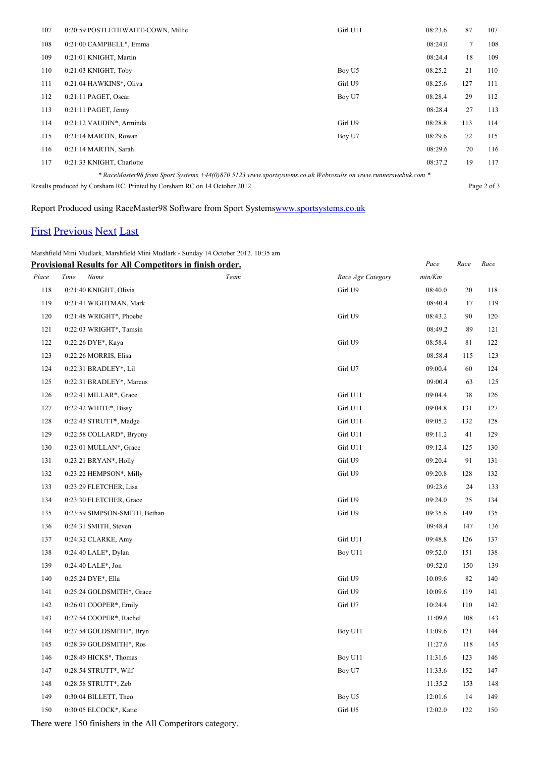| Place | Time | Name | Team | Race Age Category | Pace min/Km | Race | Race |
|---|---|---|---|---|---|---|---|
| 107 | 0:20:59 | POSTLETHWAITE-COWN, Millie | | Girl U11 | 08:23.6 | 87 | 107 |
| 108 | 0:21:00 | CAMPBELL*, Emma | | | 08:24.0 | 7 | 108 |
| 109 | 0:21:01 | KNIGHT, Martin | | | 08:24.4 | 18 | 109 |
| 110 | 0:21:03 | KNIGHT, Toby | | Boy U5 | 08:25.2 | 21 | 110 |
| 111 | 0:21:04 | HAWKINS*, Oliva | | Girl U9 | 08:25.6 | 127 | 111 |
| 112 | 0:21:11 | PAGET, Oscar | | Boy U7 | 08:28.4 | 29 | 112 |
| 113 | 0:21:11 | PAGET, Jenny | | | 08:28.4 | 27 | 113 |
| 114 | 0:21:12 | VAUDIN*, Arminda | | Girl U9 | 08:28.8 | 113 | 114 |
| 115 | 0:21:14 | MARTIN, Rowan | | Boy U7 | 08:29.6 | 72 | 115 |
| 116 | 0:21:14 | MARTIN, Sarah | | | 08:29.6 | 70 | 116 |
| 117 | 0:21:33 | KNIGHT, Charlotte | | | 08:37.2 | 19 | 117 |

*\* RaceMaster98 from Sport Systems +44(0)870 5123 www.sportsystems.co.uk Webresults on www.runnerswebuk.com \**

Results produced by Corsham RC. Printed by Corsham RC on 14 October 2012

Report Produced using RaceMaster98 Software from Sport Systems www.sportsystems.co.uk

First Previous Next Last

Marshfield Mini Mudlark, Marshfield Mini Mudlark - Sunday 14 October 2012. 10:35 am

**Provisional Results for All Competitors in finish order.**

| Place | Time | Name | Team | Race Age Category | Pace min/Km | Race | Race |
|---|---|---|---|---|---|---|---|
| 118 | 0:21:40 | KNIGHT, Olivia | | Girl U9 | 08:40.0 | 20 | 118 |
| 119 | 0:21:41 | WIGHTMAN, Mark | | | 08:40.4 | 17 | 119 |
| 120 | 0:21:48 | WRIGHT*, Phoebe | | Girl U9 | 08:43.2 | 90 | 120 |
| 121 | 0:22:03 | WRIGHT*, Tamsin | | | 08:49.2 | 89 | 121 |
| 122 | 0:22:26 | DYE*, Kaya | | Girl U9 | 08:58.4 | 81 | 122 |
| 123 | 0:22:26 | MORRIS, Elisa | | | 08:58.4 | 115 | 123 |
| 124 | 0:22:31 | BRADLEY*, Lil | | Girl U7 | 09:00.4 | 60 | 124 |
| 125 | 0:22:31 | BRADLEY*, Marcus | | | 09:00.4 | 63 | 125 |
| 126 | 0:22:41 | MILLAR*, Grace | | Girl U11 | 09:04.4 | 38 | 126 |
| 127 | 0:22:42 | WHITE*, Bissy | | Girl U11 | 09:04.8 | 131 | 127 |
| 128 | 0:22:43 | STRUTT*, Madge | | Girl U11 | 09:05.2 | 132 | 128 |
| 129 | 0:22:58 | COLLARD*, Bryony | | Girl U11 | 09:11.2 | 41 | 129 |
| 130 | 0:23:01 | MULLAN*, Grace | | Girl U11 | 09:12.4 | 125 | 130 |
| 131 | 0:23:21 | BRYAN*, Holly | | Girl U9 | 09:20.4 | 91 | 131 |
| 132 | 0:23:22 | HEMPSON*, Milly | | Girl U9 | 09:20.8 | 128 | 132 |
| 133 | 0:23:29 | FLETCHER, Lisa | | | 09:23.6 | 24 | 133 |
| 134 | 0:23:30 | FLETCHER, Grace | | Girl U9 | 09:24.0 | 25 | 134 |
| 135 | 0:23:59 | SIMPSON-SMITH, Bethan | | Girl U9 | 09:35.6 | 149 | 135 |
| 136 | 0:24:31 | SMITH, Steven | | | 09:48.4 | 147 | 136 |
| 137 | 0:24:32 | CLARKE, Amy | | Girl U11 | 09:48.8 | 126 | 137 |
| 138 | 0:24:40 | LALE*, Dylan | | Boy U11 | 09:52.0 | 151 | 138 |
| 139 | 0:24:40 | LALE*, Jon | | | 09:52.0 | 150 | 139 |
| 140 | 0:25:24 | DYE*, Ella | | Girl U9 | 10:09.6 | 82 | 140 |
| 141 | 0:25:24 | GOLDSMITH*, Grace | | Girl U9 | 10:09.6 | 119 | 141 |
| 142 | 0:26:01 | COOPER*, Emily | | Girl U7 | 10:24.4 | 110 | 142 |
| 143 | 0:27:54 | COOPER*, Rachel | | | 11:09.6 | 108 | 143 |
| 144 | 0:27:54 | GOLDSMITH*, Bryn | | Boy U11 | 11:09.6 | 121 | 144 |
| 145 | 0:28:39 | GOLDSMITH*, Ros | | | 11:27.6 | 118 | 145 |
| 146 | 0:28:49 | HICKS*, Thomas | | Boy U11 | 11:31.6 | 123 | 146 |
| 147 | 0:28:54 | STRUTT*, Wilf | | Boy U7 | 11:33.6 | 152 | 147 |
| 148 | 0:28:58 | STRUTT*, Zeb | | | 11:35.2 | 153 | 148 |
| 149 | 0:30:04 | BILLETT, Theo | | Boy U5 | 12:01.6 | 14 | 149 |
| 150 | 0:30:05 | ELCOCK*, Katie | | Girl U5 | 12:02.0 | 122 | 150 |

There were 150 finishers in the All Competitors category.